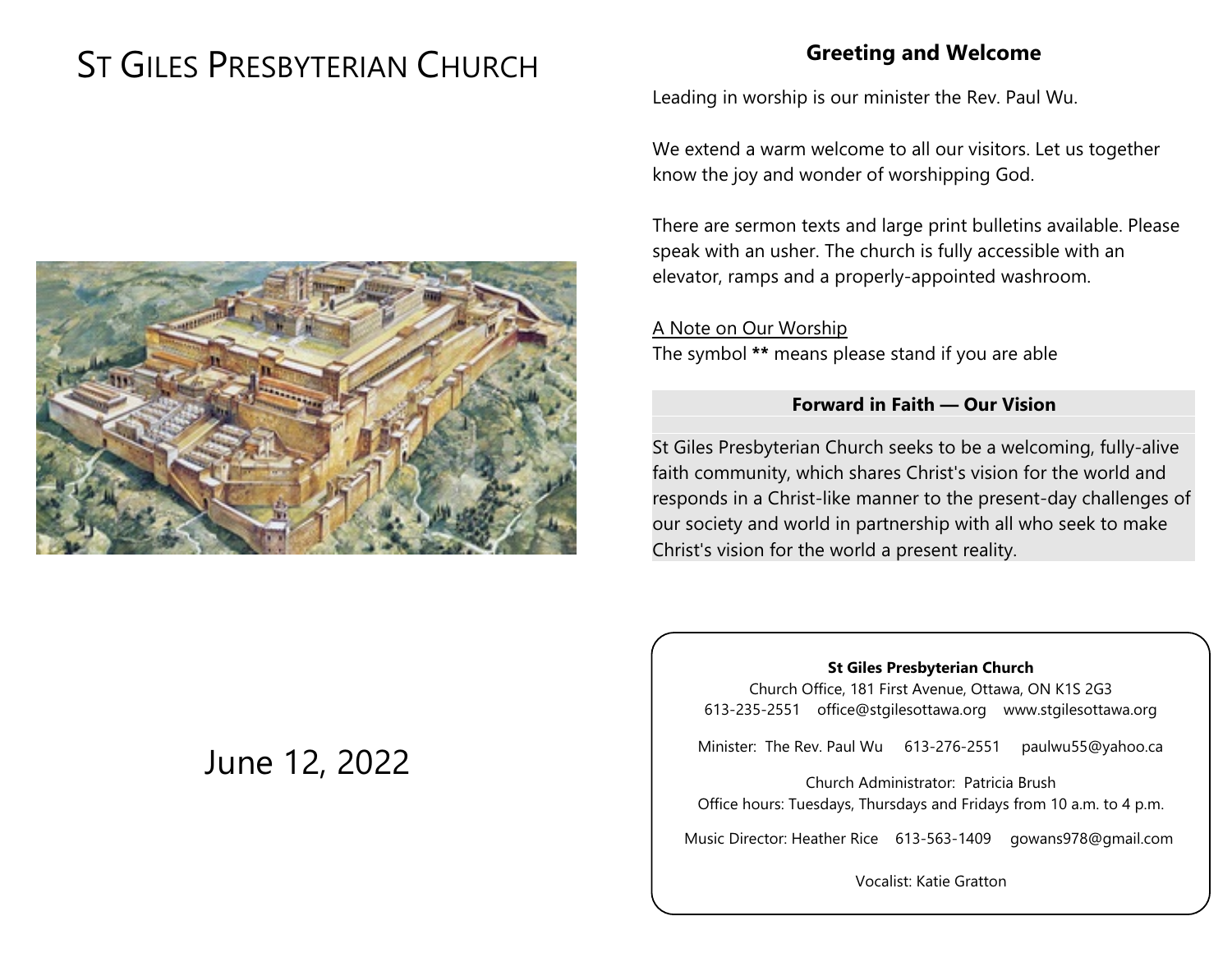# ST GILES PRESBYTERIAN CHURCH

June 12, 2022

## Greeting and Welcome

Leading in worship is our minister the Rev. Paul Wu.

We extend a warm welcome to all our visitors. Let us together know the joy and wonder of worshipping God.

There are sermon texts and large print bulletins available. Please speak with an usher. The church is fully accessible with an elevator, ramps and a properly-appointed washroom.

A Note on Our Worship
The symbol **\*\*** means please stand if you are able

### Forward in Faith — Our Vision

St Giles Presbyterian Church seeks to be a welcoming, fully-alive faith community, which shares Christ's vision for the world and responds in a Christ-like manner to the present-day challenges of our society and world in partnership with all who seek to make Christ's vision for the world a present reality.

**St Giles Presbyterian Church**
Church Office, 181 First Avenue, Ottawa, ON K1S 2G3
613-235-2551 office@stgilesottawa.org www.stgilesottawa.org

Minister: The Rev. Paul Wu 613-276-2551 paulwu55@yahoo.ca

Church Administrator: Patricia Brush
Office hours: Tuesdays, Thursdays and Fridays from 10 a.m. to 4 p.m.

Music Director: Heather Rice 613-563-1409 gowans978@gmail.com

Vocalist: Katie Gratton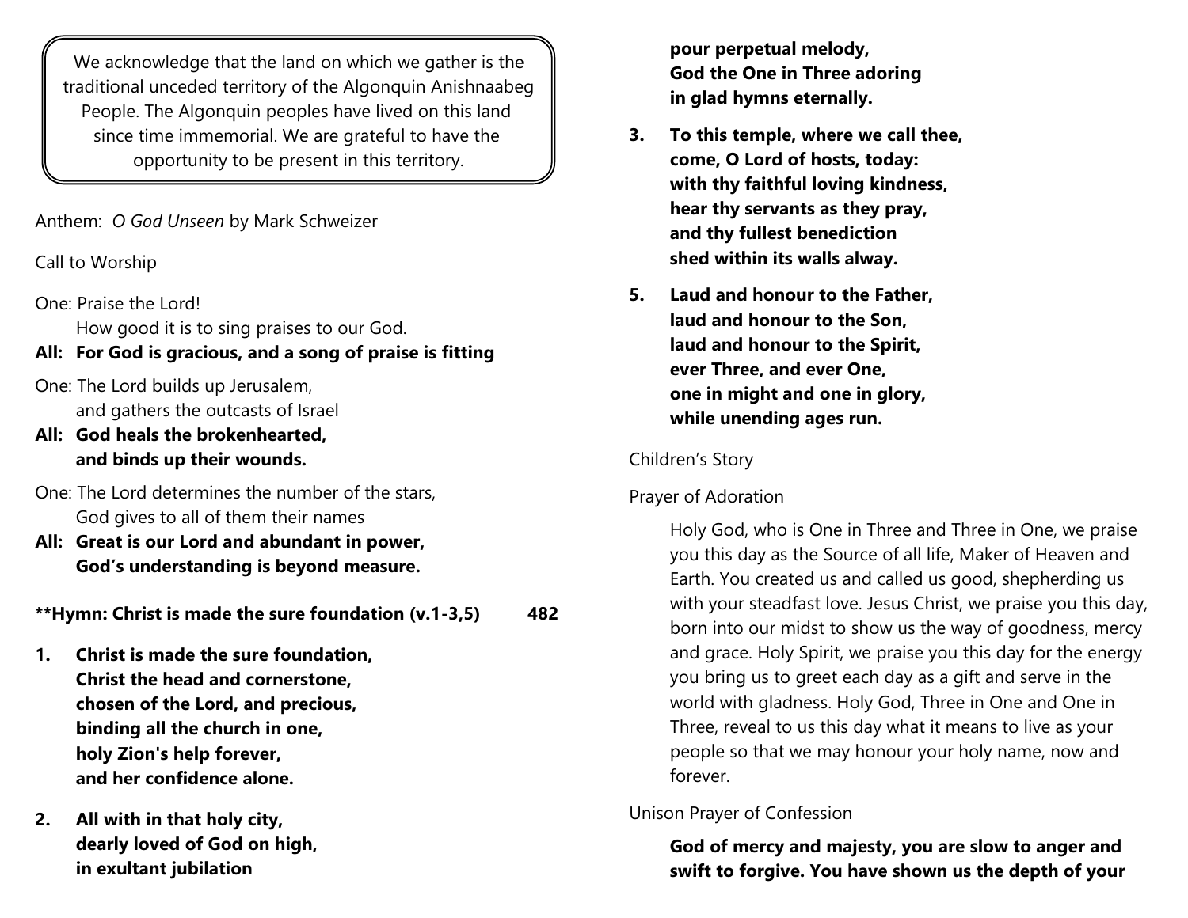We acknowledge that the land on which we gather is the traditional unceded territory of the Algonquin Anishnaabeg People. The Algonquin peoples have lived on this land since time immemorial. We are grateful to have the opportunity to be present in this territory.

Anthem: *O God Unseen* by Mark Schweizer

Call to Worship

One: Praise the Lord!
How good it is to sing praises to our God.

**All: For God is gracious, and a song of praise is fitting**

One: The Lord builds up Jerusalem,
and gathers the outcasts of Israel

**All: God heals the brokenhearted,
and binds up their wounds.**

One: The Lord determines the number of the stars,
God gives to all of them their names

**All: Great is our Lord and abundant in power,
God's understanding is beyond measure.**

**Hymn: Christ is made the sure foundation (v.1-3,5) 482

1. Christ is made the sure foundation,
Christ the head and cornerstone,
chosen of the Lord, and precious,
binding all the church in one,
holy Zion's help forever,
and her confidence alone.

2. All with in that holy city,
dearly loved of God on high,
in exultant jubilation
pour perpetual melody,
God the One in Three adoring
in glad hymns eternally.

3. To this temple, where we call thee,
come, O Lord of hosts, today:
with thy faithful loving kindness,
hear thy servants as they pray,
and thy fullest benediction
shed within its walls alway.

5. Laud and honour to the Father,
laud and honour to the Son,
laud and honour to the Spirit,
ever Three, and ever One,
one in might and one in glory,
while unending ages run.**

Children's Story

Prayer of Adoration

Holy God, who is One in Three and Three in One, we praise you this day as the Source of all life, Maker of Heaven and Earth. You created us and called us good, shepherding us with your steadfast love. Jesus Christ, we praise you this day, born into our midst to show us the way of goodness, mercy and grace. Holy Spirit, we praise you this day for the energy you bring us to greet each day as a gift and serve in the world with gladness. Holy God, Three in One and One in Three, reveal to us this day what it means to live as your people so that we may honour your holy name, now and forever.

Unison Prayer of Confession

**God of mercy and majesty, you are slow to anger and swift to forgive. You have shown us the depth of your**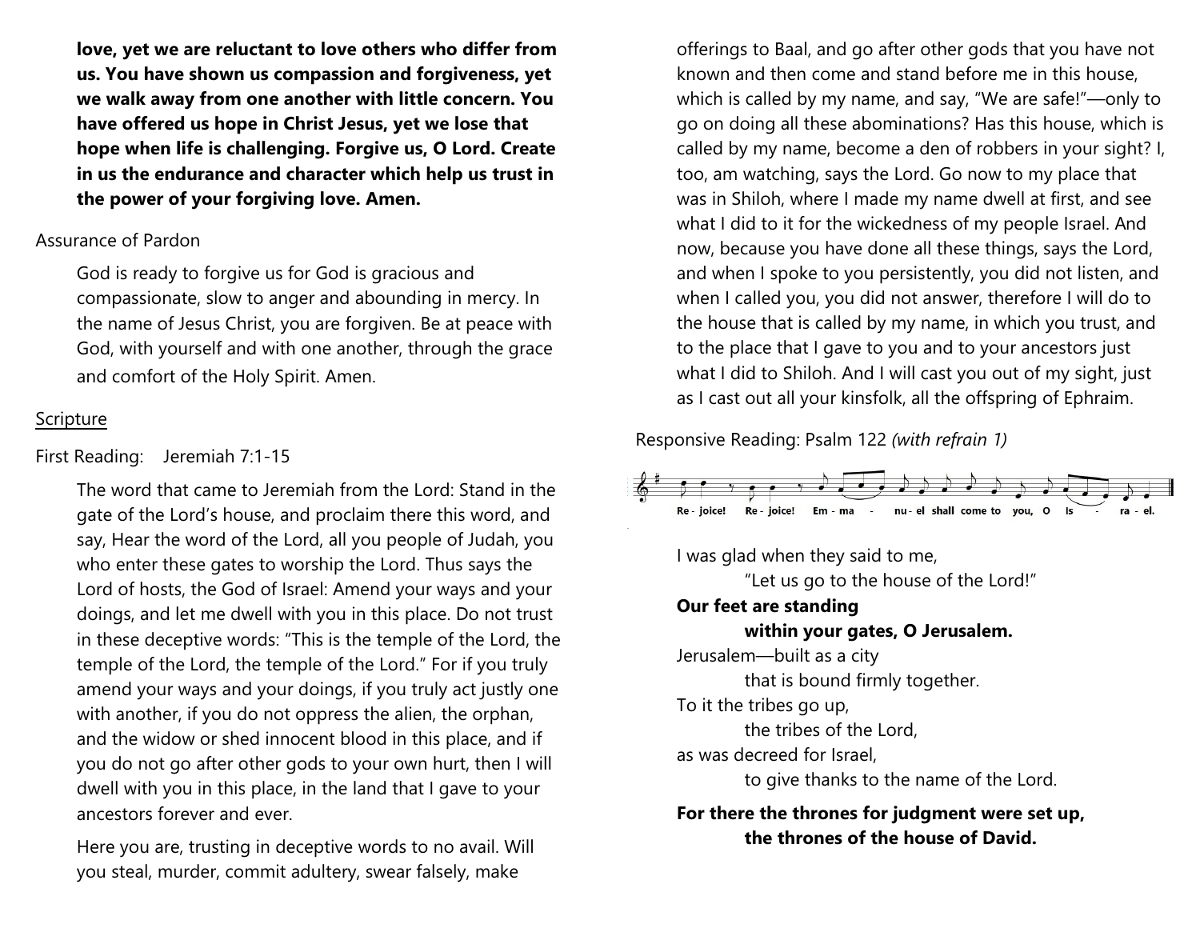**love, yet we are reluctant to love others who differ from us. You have shown us compassion and forgiveness, yet we walk away from one another with little concern. You have offered us hope in Christ Jesus, yet we lose that hope when life is challenging. Forgive us, O Lord. Create in us the endurance and character which help us trust in the power of your forgiving love. Amen.**

Assurance of Pardon

God is ready to forgive us for God is gracious and compassionate, slow to anger and abounding in mercy. In the name of Jesus Christ, you are forgiven. Be at peace with God, with yourself and with one another, through the grace and comfort of the Holy Spirit. Amen.

Scripture

First Reading: Jeremiah 7:1-15

The word that came to Jeremiah from the Lord: Stand in the gate of the Lord's house, and proclaim there this word, and say, Hear the word of the Lord, all you people of Judah, you who enter these gates to worship the Lord. Thus says the Lord of hosts, the God of Israel: Amend your ways and your doings, and let me dwell with you in this place. Do not trust in these deceptive words: "This is the temple of the Lord, the temple of the Lord, the temple of the Lord." For if you truly amend your ways and your doings, if you truly act justly one with another, if you do not oppress the alien, the orphan, and the widow or shed innocent blood in this place, and if you do not go after other gods to your own hurt, then I will dwell with you in this place, in the land that I gave to your ancestors forever and ever.

Here you are, trusting in deceptive words to no avail. Will you steal, murder, commit adultery, swear falsely, make offerings to Baal, and go after other gods that you have not known and then come and stand before me in this house, which is called by my name, and say, "We are safe!"—only to go on doing all these abominations? Has this house, which is called by my name, become a den of robbers in your sight? I, too, am watching, says the Lord. Go now to my place that was in Shiloh, where I made my name dwell at first, and see what I did to it for the wickedness of my people Israel. And now, because you have done all these things, says the Lord, and when I spoke to you persistently, you did not listen, and when I called you, you did not answer, therefore I will do to the house that is called by my name, in which you trust, and to the place that I gave to you and to your ancestors just what I did to Shiloh. And I will cast you out of my sight, just as I cast out all your kinsfolk, all the offspring of Ephraim.

Responsive Reading: Psalm 122 *(with refrain 1)*

Re - joice! Re - joice! Em - ma - nu - el shall come to you, O Is - ra - el.

I was glad when they said to me,
"Let us go to the house of the Lord!"
**Our feet are standing**
**within your gates, O Jerusalem.**
Jerusalem—built as a city
that is bound firmly together.
To it the tribes go up,
the tribes of the Lord,
as was decreed for Israel,
to give thanks to the name of the Lord.

**For there the thrones for judgment were set up,**
**the thrones of the house of David.**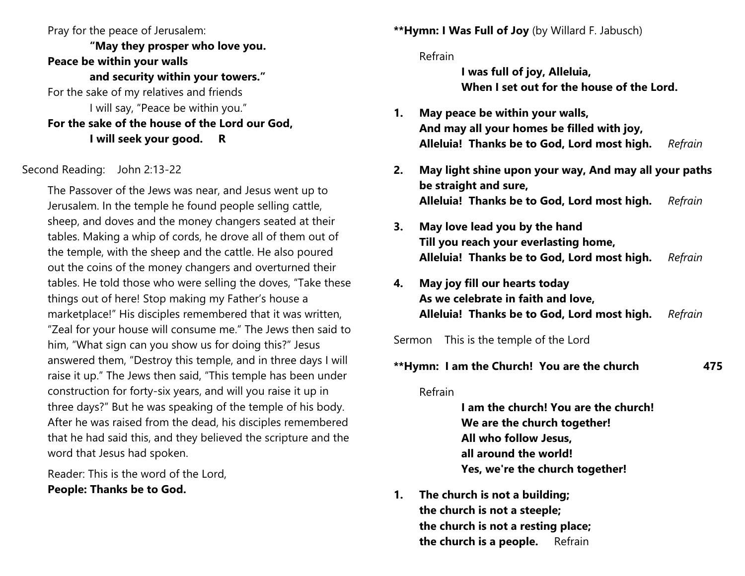Pray for the peace of Jerusalem:

**"May they prosper who love you.**

**Peace be within your walls**

**and security within your towers."**

For the sake of my relatives and friends

I will say, "Peace be within you."

**For the sake of the house of the Lord our God,**

**I will seek your good.  R**

Second Reading: John 2:13-22

The Passover of the Jews was near, and Jesus went up to Jerusalem. In the temple he found people selling cattle, sheep, and doves and the money changers seated at their tables. Making a whip of cords, he drove all of them out of the temple, with the sheep and the cattle. He also poured out the coins of the money changers and overturned their tables. He told those who were selling the doves, "Take these things out of here! Stop making my Father's house a marketplace!" His disciples remembered that it was written, "Zeal for your house will consume me." The Jews then said to him, "What sign can you show us for doing this?" Jesus answered them, "Destroy this temple, and in three days I will raise it up." The Jews then said, "This temple has been under construction for forty-six years, and will you raise it up in three days?" But he was speaking of the temple of his body. After he was raised from the dead, his disciples remembered that he had said this, and they believed the scripture and the word that Jesus had spoken.

Reader: This is the word of the Lord,

**People: Thanks be to God.**

**\*\*Hymn: I Was Full of Joy** (by Willard F. Jabusch)

Refrain

**I was full of joy, Alleluia,**

**When I set out for the house of the Lord.**

1. **May peace be within your walls,**
   **And may all your homes be filled with joy,**
   **Alleluia! Thanks be to God, Lord most high.** *Refrain*

2. **May light shine upon your way, And may all your paths be straight and sure,**
   **Alleluia! Thanks be to God, Lord most high.** *Refrain*

3. **May love lead you by the hand**
   **Till you reach your everlasting home,**
   **Alleluia! Thanks be to God, Lord most high.** *Refrain*

4. **May joy fill our hearts today**
   **As we celebrate in faith and love,**
   **Alleluia! Thanks be to God, Lord most high.** *Refrain*

Sermon This is the temple of the Lord

**\*\*Hymn: I am the Church! You are the church 475**

Refrain

**I am the church! You are the church!**

**We are the church together!**

**All who follow Jesus,**

**all around the world!**

**Yes, we're the church together!**

1. **The church is not a building;**
   **the church is not a steeple;**
   **the church is not a resting place;**
   **the church is a people.** Refrain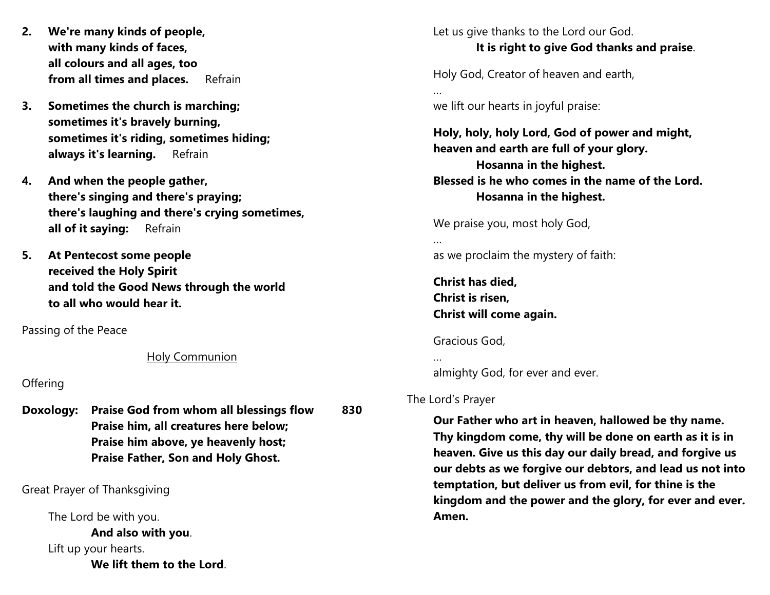2. **We're many kinds of people,**
   **with many kinds of faces,**
   **all colours and all ages, too**
   **from all times and places.** Refrain

3. **Sometimes the church is marching;**
   **sometimes it's bravely burning,**
   **sometimes it's riding, sometimes hiding;**
   **always it's learning.** Refrain

4. **And when the people gather,**
   **there's singing and there's praying;**
   **there's laughing and there's crying sometimes,**
   **all of it saying:** Refrain

5. **At Pentecost some people**
   **received the Holy Spirit**
   **and told the Good News through the world**
   **to all who would hear it.**

Passing of the Peace

<u>Holy Communion</u>

Offering

**Doxology: Praise God from whom all blessings flow 830**
**Praise him, all creatures here below;**
**Praise him above, ye heavenly host;**
**Praise Father, Son and Holy Ghost.**

Great Prayer of Thanksgiving

The Lord be with you.
**And also with you**.
Lift up your hearts.
**We lift them to the Lord**.

Let us give thanks to the Lord our God.
**It is right to give God thanks and praise**.

Holy God, Creator of heaven and earth,
…
we lift our hearts in joyful praise:

**Holy, holy, holy Lord, God of power and might,**
**heaven and earth are full of your glory.**
**Hosanna in the highest.**
**Blessed is he who comes in the name of the Lord.**
**Hosanna in the highest.**

We praise you, most holy God,
…
as we proclaim the mystery of faith:

**Christ has died,**
**Christ is risen,**
**Christ will come again.**

Gracious God,
…
almighty God, for ever and ever.

The Lord's Prayer

**Our Father who art in heaven, hallowed be thy name. Thy kingdom come, thy will be done on earth as it is in heaven. Give us this day our daily bread, and forgive us our debts as we forgive our debtors, and lead us not into temptation, but deliver us from evil, for thine is the kingdom and the power and the glory, for ever and ever. Amen.**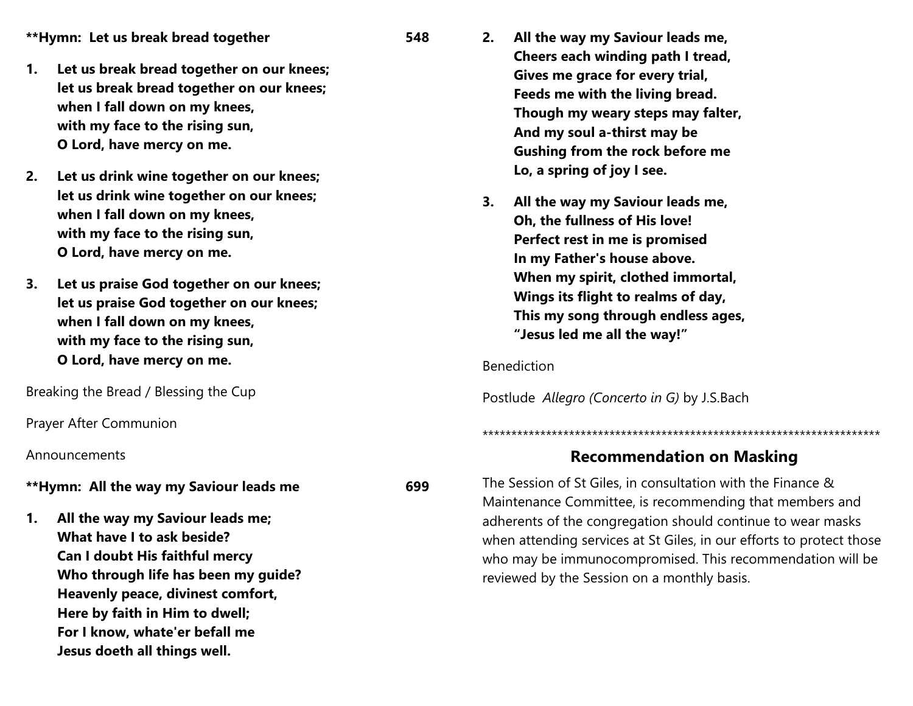**\*\*Hymn: Let us break bread together** **548**

1. **Let us break bread together on our knees;**
   **let us break bread together on our knees;**
   **when I fall down on my knees,**
   **with my face to the rising sun,**
   **O Lord, have mercy on me.**

2. **Let us drink wine together on our knees;**
   **let us drink wine together on our knees;**
   **when I fall down on my knees,**
   **with my face to the rising sun,**
   **O Lord, have mercy on me.**

3. **Let us praise God together on our knees;**
   **let us praise God together on our knees;**
   **when I fall down on my knees,**
   **with my face to the rising sun,**
   **O Lord, have mercy on me.**

Breaking the Bread / Blessing the Cup

Prayer After Communion

Announcements

**\*\*Hymn: All the way my Saviour leads me** **699**

1. **All the way my Saviour leads me;**
   **What have I to ask beside?**
   **Can I doubt His faithful mercy**
   **Who through life has been my guide?**
   **Heavenly peace, divinest comfort,**
   **Here by faith in Him to dwell;**
   **For I know, whate'er befall me**
   **Jesus doeth all things well.**

2. **All the way my Saviour leads me,**
   **Cheers each winding path I tread,**
   **Gives me grace for every trial,**
   **Feeds me with the living bread.**
   **Though my weary steps may falter,**
   **And my soul a-thirst may be**
   **Gushing from the rock before me**
   **Lo, a spring of joy I see.**

3. **All the way my Saviour leads me,**
   **Oh, the fullness of His love!**
   **Perfect rest in me is promised**
   **In my Father's house above.**
   **When my spirit, clothed immortal,**
   **Wings its flight to realms of day,**
   **This my song through endless ages,**
   **"Jesus led me all the way!"**

Benediction

Postlude *Allegro (Concerto in G)* by J.S.Bach

*********************************************************************

## Recommendation on Masking

The Session of St Giles, in consultation with the Finance & Maintenance Committee, is recommending that members and adherents of the congregation should continue to wear masks when attending services at St Giles, in our efforts to protect those who may be immunocompromised. This recommendation will be reviewed by the Session on a monthly basis.